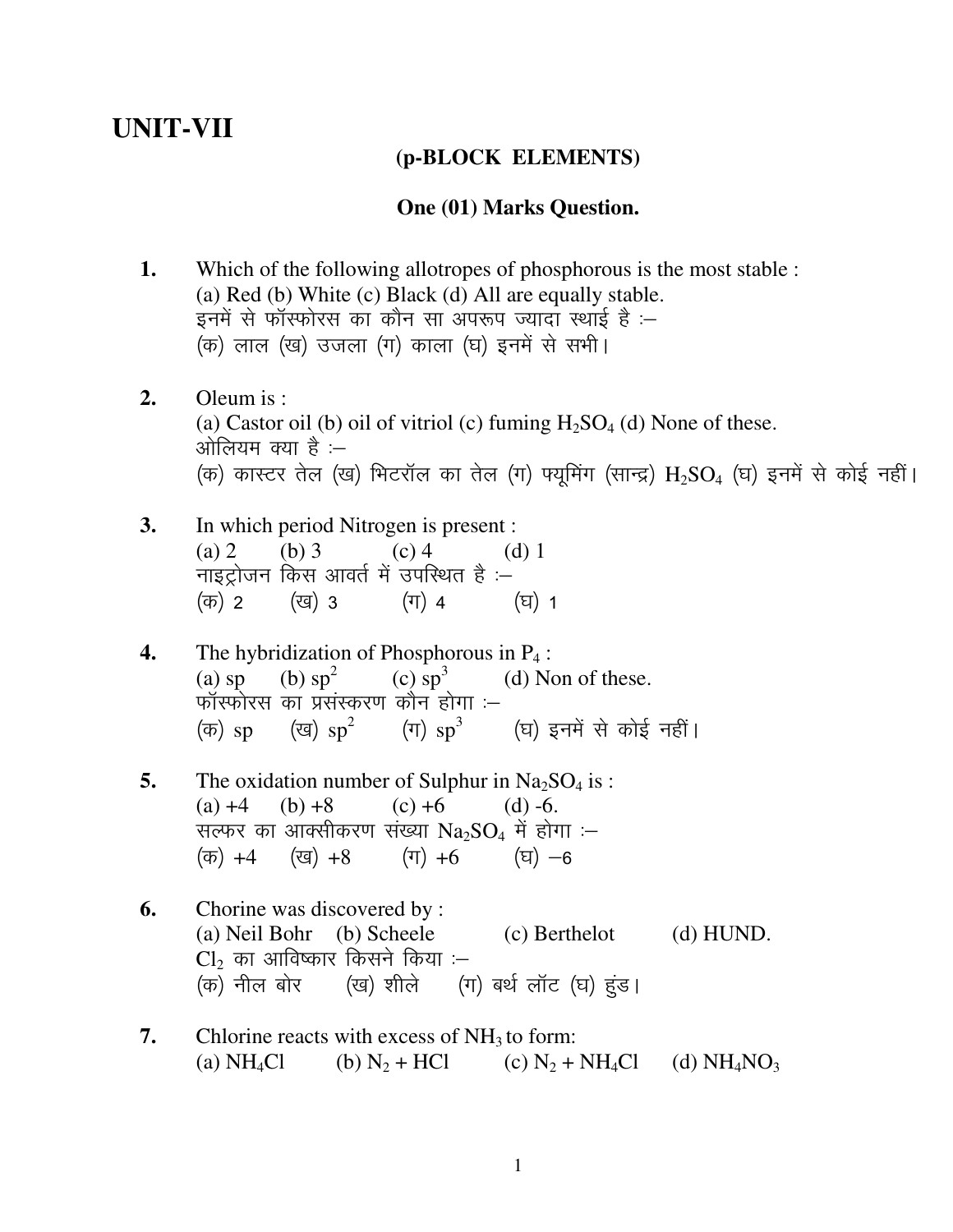# UNIT-VII

## (p-BLOCK ELEMENTS)

### One (01) Marks Question.

**1.** Which of the following allotropes of phosphorous is the most stable :
(a) Red (b) White (c) Black (d) All are equally stable.
इनमें से फॉस्फोरस का कौन सा अपरूप ज्यादा स्थाई है :–
(क) लाल (ख) उजला (ग) काला (घ) इनमें से सभी।

**2.** Oleum is :
(a) Castor oil (b) oil of vitriol (c) fuming $H_2SO_4$ (d) None of these.
ओलियम क्या है :–
(क) कास्टर तेल (ख) भिटरॉल का तेल (ग) फ्यूमिंग (सान्द्र) $H_2SO_4$ (घ) इनमें से कोई नहीं।

**3.** In which period Nitrogen is present :
(a) 2 (b) 3 (c) 4 (d) 1
नाइट्रोजन किस आवर्त में उपस्थित है :–
(क) 2 (ख) 3 (ग) 4 (घ) 1

**4.** The hybridization of Phosphorous in $P_4$ :
(a) sp (b) $sp^2$ (c) $sp^3$ (d) Non of these.
फॉस्फोरस का प्रसंस्करण कौन होगा :–
(क) sp (ख) $sp^2$ (ग) $sp^3$ (घ) इनमें से कोई नहीं।

**5.** The oxidation number of Sulphur in $Na_2SO_4$ is :
(a) +4 (b) +8 (c) +6 (d) -6.
सल्फर का आक्सीकरण संख्या $Na_2SO_4$ में होगा :–
(क) +4 (ख) +8 (ग) +6 (घ) −6

**6.** Chorine was discovered by :
(a) Neil Bohr (b) Scheele (c) Berthelot (d) HUND.
$Cl_2$ का आविष्कार किसने किया :–
(क) नील बोर (ख) शीले (ग) बर्थ लॉट (घ) हुंड।

**7.** Chlorine reacts with excess of $NH_3$ to form:
(a) $NH_4Cl$ (b) $N_2$ + HCl (c) $N_2$ + $NH_4Cl$ (d) $NH_4NO_3$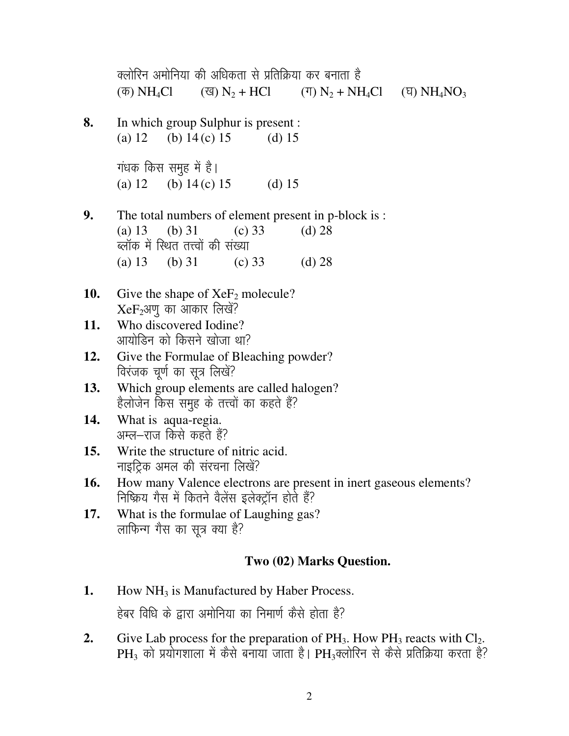क्लोरिन अमोनिया की अधिकता से प्रतिक्रिया कर बनाता है
(क) $NH_4Cl$ (ख) $N_2 + HCl$ (ग) $N_2 + NH_4Cl$ (घ) $NH_4NO_3$

**8.** In which group Sulphur is present :
(a) 12 (b) 14 (c) 15 (d) 15

गंधक किस समुह में है।
(a) 12 (b) 14 (c) 15 (d) 15

**9.** The total numbers of element present in p-block is :
(a) 13 (b) 31 (c) 33 (d) 28
ब्लॉक में स्थित तत्त्वों की संख्या
(a) 13 (b) 31 (c) 33 (d) 28

**10.** Give the shape of $XeF_2$ molecule?
$XeF_2$अणु का आकार लिखें?

**11.** Who discovered Iodine?
आयोडिन को किसने खोजा था?

**12.** Give the Formulae of Bleaching powder?
विरंजक चूर्ण का सूत्र लिखें?

**13.** Which group elements are called halogen?
हैलोजेन किस समुह के तत्त्वों का कहते हैं?

**14.** What is aqua-regia.
अम्ल–राज किसे कहते हैं?

**15.** Write the structure of nitric acid.
नाइट्रिक अमल की संरचना लिखें?

**16.** How many Valence electrons are present in inert gaseous elements?
निष्क्रिय गैस में कितने वैलेंस इलेक्ट्रॉन होते हैं?

**17.** What is the formulae of Laughing gas?
लाफिन्ग गैस का सूत्र क्या है?

## Two (02) Marks Question.

**1.** How $NH_3$ is Manufactured by Haber Process.

हेबर विधि के द्वारा अमोनिया का निमार्ण कैसे होता है?

**2.** Give Lab process for the preparation of $PH_3$. How $PH_3$ reacts with $Cl_2$.
$PH_3$ को प्रयोगशाला में कैसे बनाया जाता है। $PH_3$क्लोरिन से कैसे प्रतिक्रिया करता है?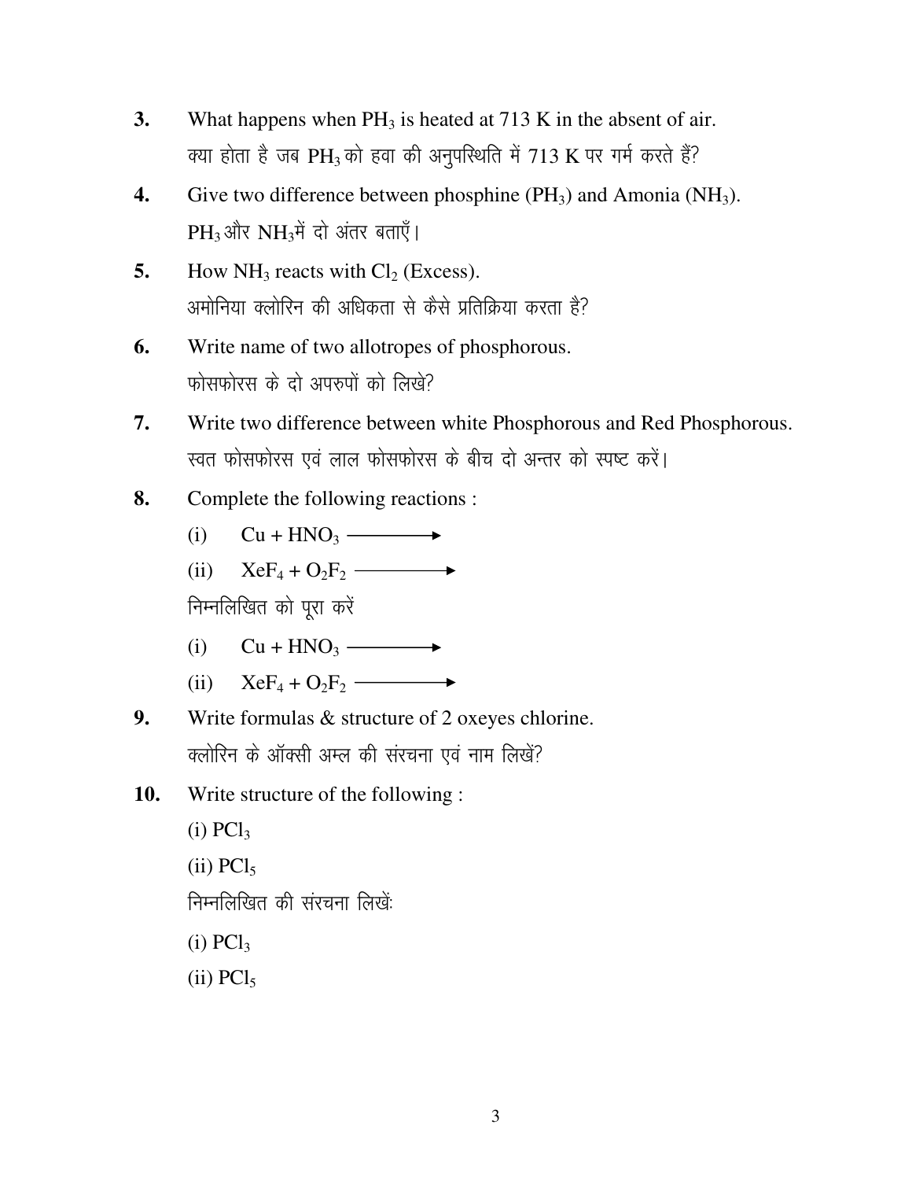**3.** What happens when $PH_3$ is heated at 713 K in the absent of air.
क्या होता है जब $PH_3$ को हवा की अनुपस्थिति में 713 K पर गर्म करते हैं?

**4.** Give two difference between phosphine ($PH_3$) and Amonia ($NH_3$).
$PH_3$ और $NH_3$ में दो अंतर बताएँ।

**5.** How $NH_3$ reacts with $Cl_2$ (Excess).
अमोनिया क्लोरिन की अधिकता से कैसे प्रतिक्रिया करता है?

**6.** Write name of two allotropes of phosphorous.
फोसफोरस के दो अपरुपों को लिखे?

**7.** Write two difference between white Phosphorous and Red Phosphorous.
स्वत फोसफोरस एवं लाल फोसफोरस के बीच दो अन्तर को स्पष्ट करें।

**8.** Complete the following reactions :

(i) $Cu + HNO_3 \longrightarrow$

(ii) $XeF_4 + O_2F_2 \longrightarrow$

निम्नलिखित को पूरा करें

(i) $Cu + HNO_3 \longrightarrow$

(ii) $XeF_4 + O_2F_2 \longrightarrow$

**9.** Write formulas & structure of 2 oxeyes chlorine.
क्लोरिन के ऑक्सी अम्ल की संरचना एवं नाम लिखें?

**10.** Write structure of the following :

(i) $PCl_3$

(ii) $PCl_5$

निम्नलिखित की संरचना लिखें:

(i) $PCl_3$

(ii) $PCl_5$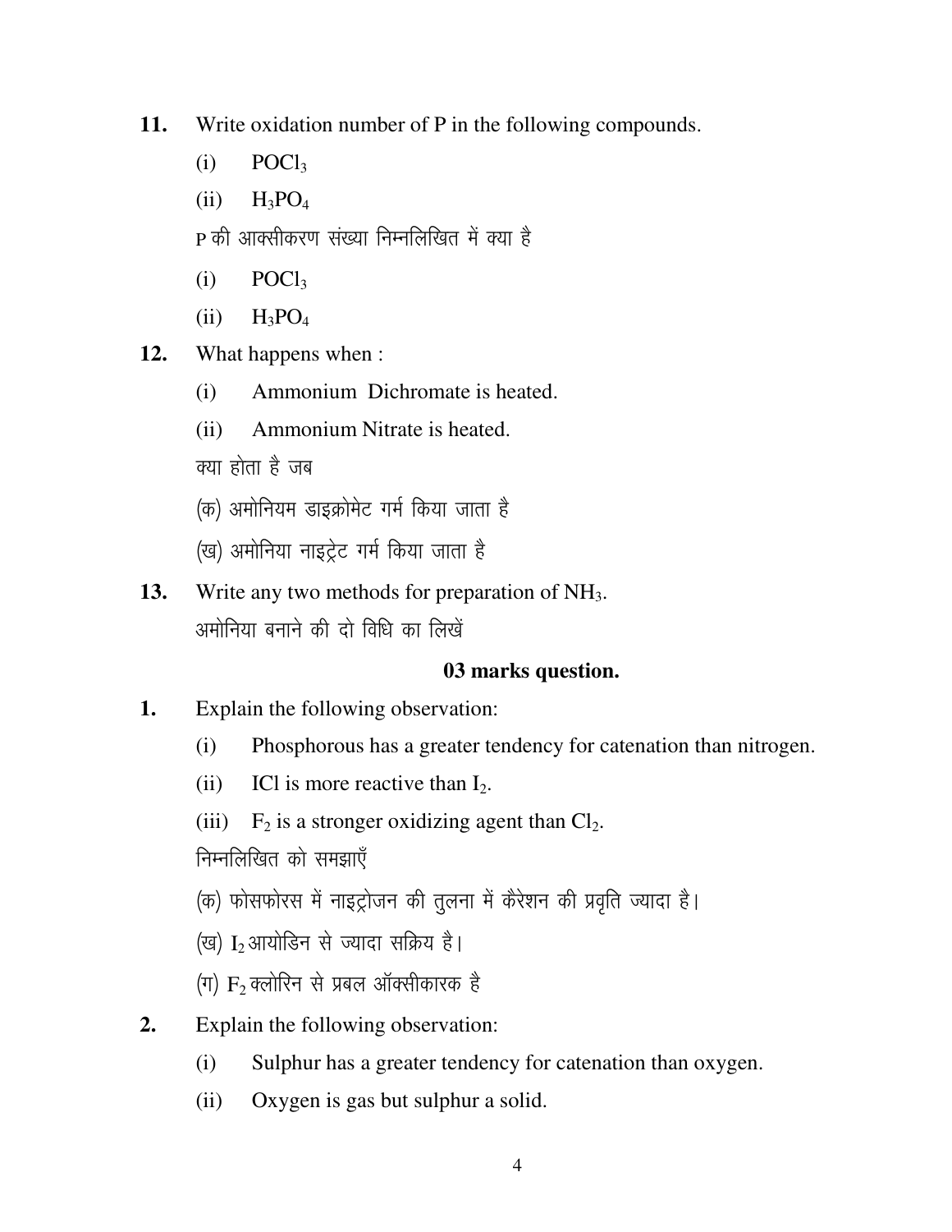11. Write oxidation number of P in the following compounds.

    (i) $POCl_3$

    (ii) $H_3PO_4$

    P की आक्सीकरण संख्या निम्नलिखित में क्या है

    (i) $POCl_3$

    (ii) $H_3PO_4$

12. What happens when :

    (i) Ammonium Dichromate is heated.

    (ii) Ammonium Nitrate is heated.

    क्या होता है जब

    (क) अमोनियम डाइक्रोमेट गर्म किया जाता है

    (ख) अमोनिया नाइट्रेट गर्म किया जाता है

13. Write any two methods for preparation of $NH_3$.

    अमोनिया बनाने की दो विधि का लिखें

### 03 marks question.

1. Explain the following observation:

    (i) Phosphorous has a greater tendency for catenation than nitrogen.

    (ii) ICl is more reactive than $I_2$.

    (iii) $F_2$ is a stronger oxidizing agent than $Cl_2$.

    निम्नलिखित को समझाएँ

    (क) फोसफोरस में नाइट्रोजन की तुलना में कैरेशन की प्रवृति ज्यादा है।

    (ख) $I_2$ आयोडिन से ज्यादा सक्रिय है।

    (ग) $F_2$ क्लोरिन से प्रबल ऑक्सीकारक है

2. Explain the following observation:

    (i) Sulphur has a greater tendency for catenation than oxygen.

    (ii) Oxygen is gas but sulphur a solid.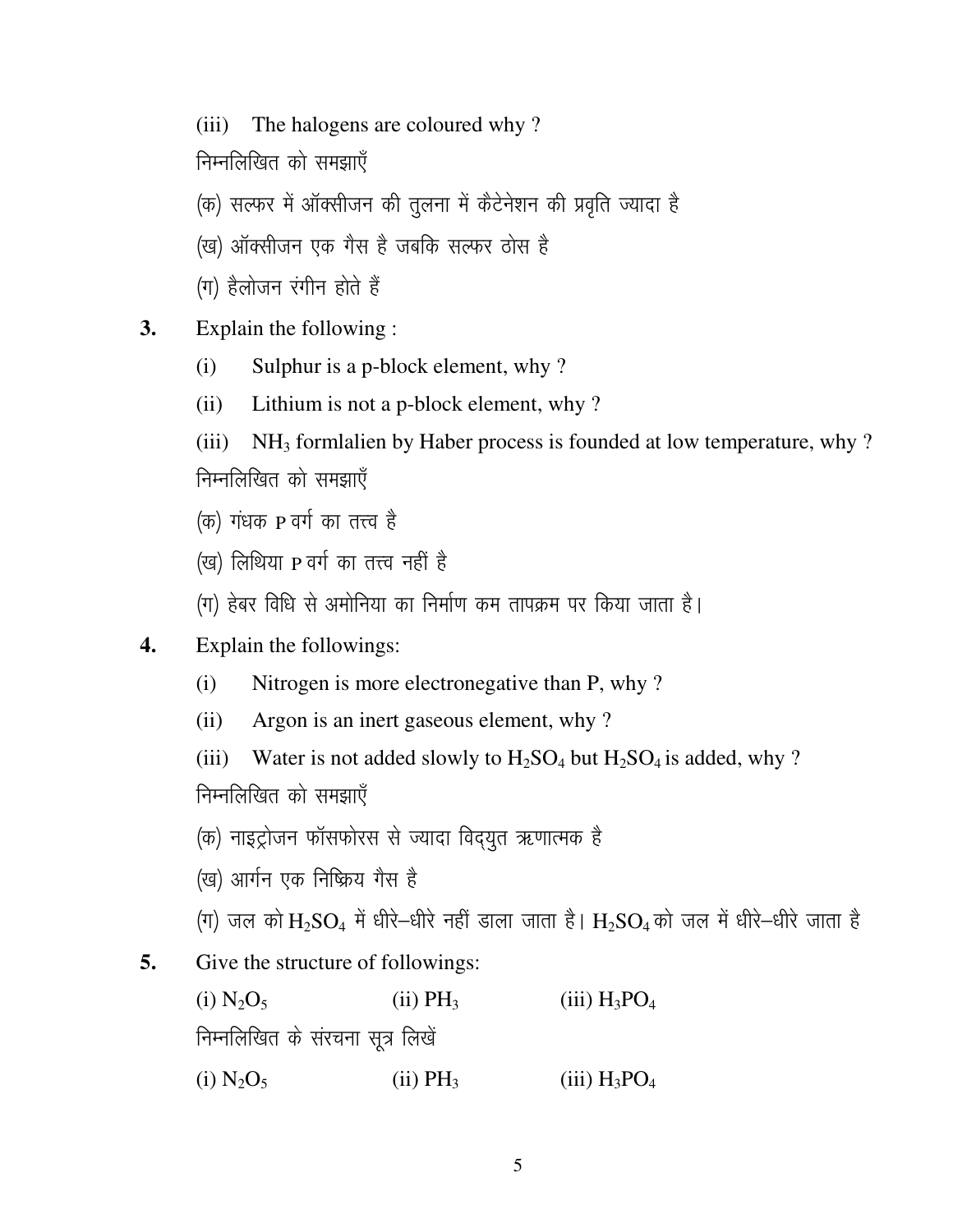(iii) The halogens are coloured why ?

निम्नलिखित को समझाएँ

(क) सल्फर में ऑक्सीजन की तुलना में कैटेनेशन की प्रवृति ज्यादा है

(ख) ऑक्सीजन एक गैस है जबकि सल्फर ठोस है

(ग) हैलोजन रंगीन होते हैं

**3.** Explain the following :

(i) Sulphur is a p-block element, why ?

(ii) Lithium is not a p-block element, why ?

(iii) $NH_3$ formlalien by Haber process is founded at low temperature, why ?

निम्नलिखित को समझाएँ

(क) गंधक P वर्ग का तत्त्व है

(ख) लिथिया P वर्ग का तत्त्व नहीं है

(ग) हेबर विधि से अमोनिया का निर्माण कम तापक्रम पर किया जाता है।

**4.** Explain the followings:

(i) Nitrogen is more electronegative than P, why ?

(ii) Argon is an inert gaseous element, why ?

(iii) Water is not added slowly to $H_2SO_4$ but $H_2SO_4$ is added, why ?

निम्नलिखित को समझाएँ

(क) नाइट्रोजन फॉसफोरस से ज्यादा विद्युत ऋणात्मक है

(ख) आर्गन एक निष्क्रिय गैस है

(ग) जल को $H_2SO_4$ में धीरे–धीरे नहीं डाला जाता है। $H_2SO_4$ को जल में धीरे–धीरे जाता है

**5.** Give the structure of followings:

(i) $N_2O_5$ (ii) $PH_3$ (iii) $H_3PO_4$

निम्नलिखित के संरचना सूत्र लिखें

(i) $N_2O_5$ (ii) $PH_3$ (iii) $H_3PO_4$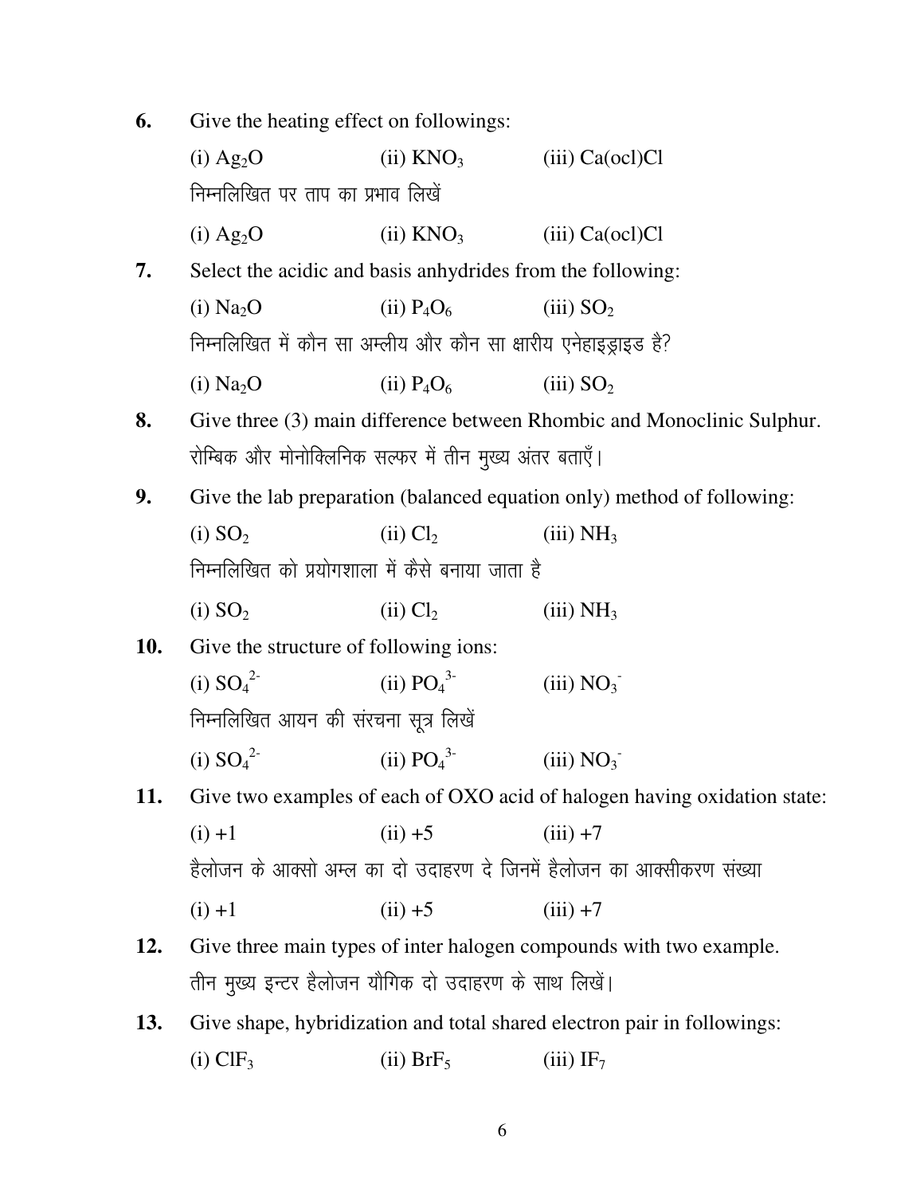**6.** Give the heating effect on followings:

(i) $Ag_2O$ (ii) $KNO_3$ (iii) Ca(ocl)Cl

निम्नलिखित पर ताप का प्रभाव लिखें

(i) $Ag_2O$ (ii) $KNO_3$ (iii) Ca(ocl)Cl

**7.** Select the acidic and basis anhydrides from the following:

(i) $Na_2O$ (ii) $P_4O_6$ (iii) $SO_2$

निम्नलिखित में कौन सा अम्लीय और कौन सा क्षारीय एनेहाइड्राइड है?

(i) $Na_2O$ (ii) $P_4O_6$ (iii) $SO_2$

**8.** Give three (3) main difference between Rhombic and Monoclinic Sulphur.

रोम्बिक और मोनोक्लिनिक सल्फर में तीन मुख्य अंतर बताएँ।

**9.** Give the lab preparation (balanced equation only) method of following:

(i) $SO_2$ (ii) $Cl_2$ (iii) $NH_3$

निम्नलिखित को प्रयोगशाला में कैसे बनाया जाता है

(i) $SO_2$ (ii) $Cl_2$ (iii) $NH_3$

**10.** Give the structure of following ions:

(i) $SO_4^{2-}$ (ii) $PO_4^{3-}$ (iii) $NO_3^{-}$

निम्नलिखित आयन की संरचना सूत्र लिखें

(i) $SO_4^{2-}$ (ii) $PO_4^{3-}$ (iii) $NO_3^{-}$

**11.** Give two examples of each of OXO acid of halogen having oxidation state:

(i) +1 (ii) +5 (iii) +7

हैलोजन के आक्सो अम्ल का दो उदाहरण दे जिनमें हैलोजन का आक्सीकरण संख्या

(i) +1 (ii) +5 (iii) +7

**12.** Give three main types of inter halogen compounds with two example.

तीन मुख्य इन्टर हैलोजन यौगिक दो उदाहरण के साथ लिखें।

**13.** Give shape, hybridization and total shared electron pair in followings:

(i) $ClF_3$ (ii) $BrF_5$ (iii) $IF_7$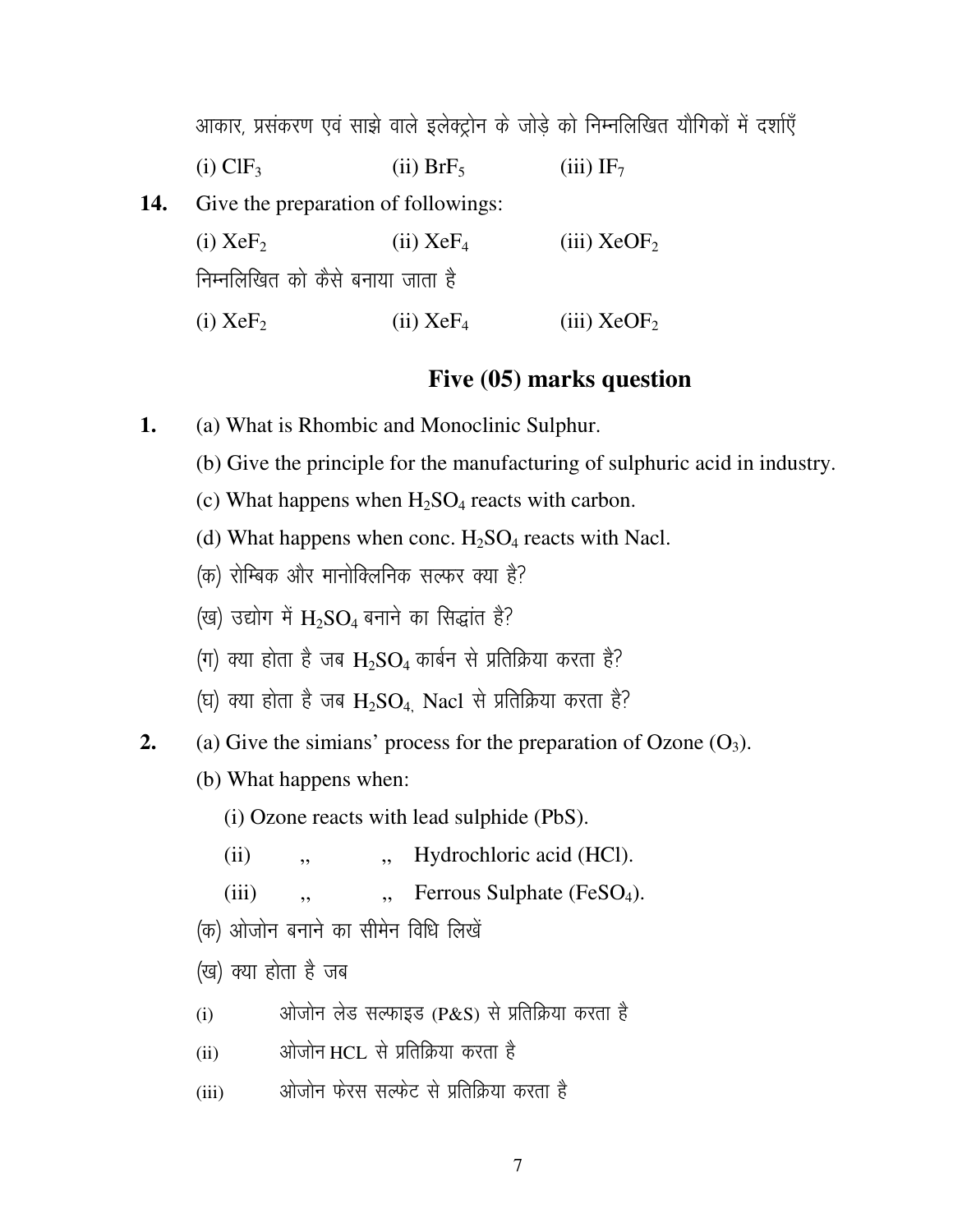आकार, प्रसंकरण एवं साझे वाले इलेक्ट्रोन के जोड़े को निम्नलिखित यौगिकों में दर्शाएँ

(i) $ClF_3$ (ii) $BrF_5$ (iii) $IF_7$

**14.** Give the preparation of followings:

(i) $XeF_2$ (ii) $XeF_4$ (iii) $XeOF_2$

निम्नलिखित को कैसे बनाया जाता है

(i) $XeF_2$ (ii) $XeF_4$ (iii) $XeOF_2$

## Five (05) marks question

**1.** (a) What is Rhombic and Monoclinic Sulphur.

(b) Give the principle for the manufacturing of sulphuric acid in industry.

(c) What happens when $H_2SO_4$ reacts with carbon.

(d) What happens when conc. $H_2SO_4$ reacts with Nacl.

(क) रोम्बिक और मानोक्लिनिक सल्फर क्या है?

(ख) उद्योग में $H_2SO_4$ बनाने का सिद्धांत है?

(ग) क्या होता है जब $H_2SO_4$ कार्बन से प्रतिक्रिया करता है?

(घ) क्या होता है जब $H_2SO_4$, Nacl से प्रतिक्रिया करता है?

**2.** (a) Give the simians' process for the preparation of Ozone ($O_3$).

(b) What happens when:

(i) Ozone reacts with lead sulphide (PbS).

(ii) ,, ,, Hydrochloric acid (HCl).

(iii) ,, ,, Ferrous Sulphate ($FeSO_4$).

(क) ओजोन बनाने का सीमेन विधि लिखें

(ख) क्या होता है जब

(i) ओजोन लेड सल्फाइड (P&S) से प्रतिक्रिया करता है

(ii) ओजोन HCL से प्रतिक्रिया करता है

(iii) ओजोन फेरस सल्फेट से प्रतिक्रिया करता है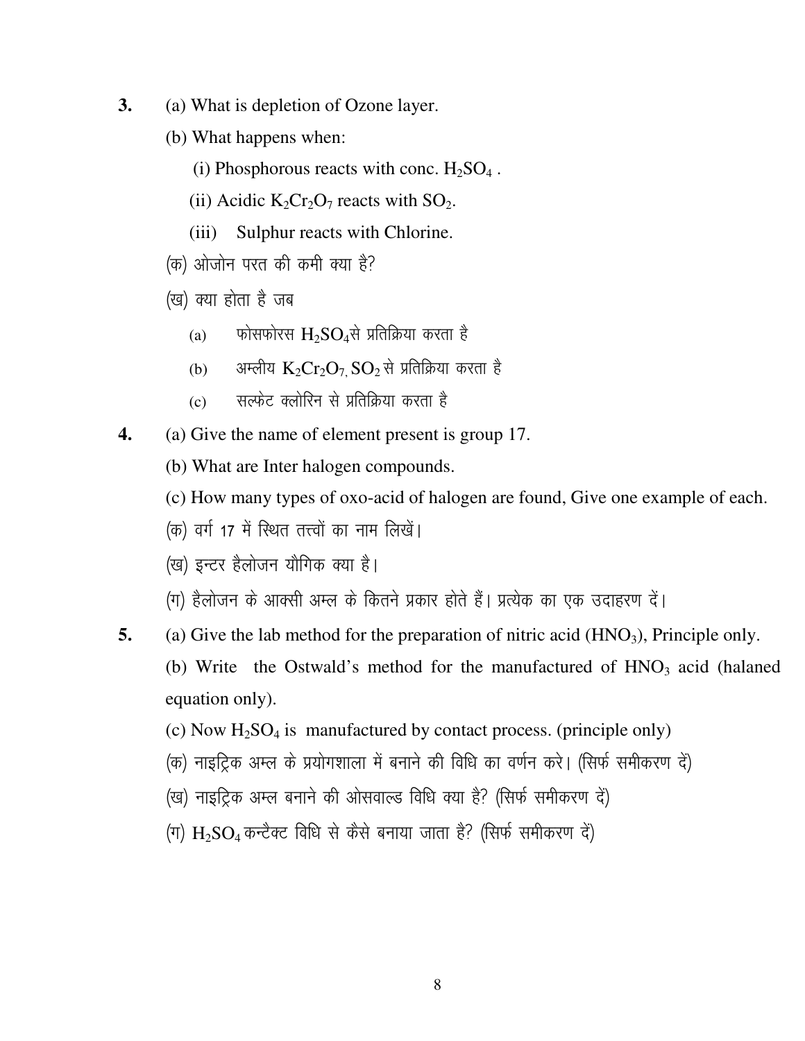**3.** (a) What is depletion of Ozone layer.

(b) What happens when:

(i) Phosphorous reacts with conc. $H_2SO_4$ .

(ii) Acidic $K_2Cr_2O_7$ reacts with $SO_2$.

(iii) Sulphur reacts with Chlorine.

(क) ओजोन परत की कमी क्या है?

(ख) क्या होता है जब

(a) फोसफोरस $H_2SO_4$से प्रतिक्रिया करता है

(b) अम्लीय $K_2Cr_2O_7$, $SO_2$ से प्रतिक्रिया करता है

(c) सल्फेट क्लोरिन से प्रतिक्रिया करता है

**4.** (a) Give the name of element present is group 17.

(b) What are Inter halogen compounds.

(c) How many types of oxo-acid of halogen are found, Give one example of each.

(क) वर्ग 17 में स्थित तत्त्वों का नाम लिखें।

(ख) इन्टर हैलोजन यौगिक क्या है।

(ग) हैलोजन के आक्सी अम्ल के कितने प्रकार होते हैं। प्रत्येक का एक उदाहरण दें।

**5.** (a) Give the lab method for the preparation of nitric acid ($HNO_3$), Principle only.

(b) Write the Ostwald's method for the manufactured of $HNO_3$ acid (halaned equation only).

(c) Now $H_2SO_4$ is manufactured by contact process. (principle only)

(क) नाइट्रिक अम्ल के प्रयोगशाला में बनाने की विधि का वर्णन करे। (सिर्फ समीकरण दें)

(ख) नाइट्रिक अम्ल बनाने की ओसवाल्ड विधि क्या है? (सिर्फ समीकरण दें)

(ग) $H_2SO_4$ कन्टैक्ट विधि से कैसे बनाया जाता है? (सिर्फ समीकरण दें)